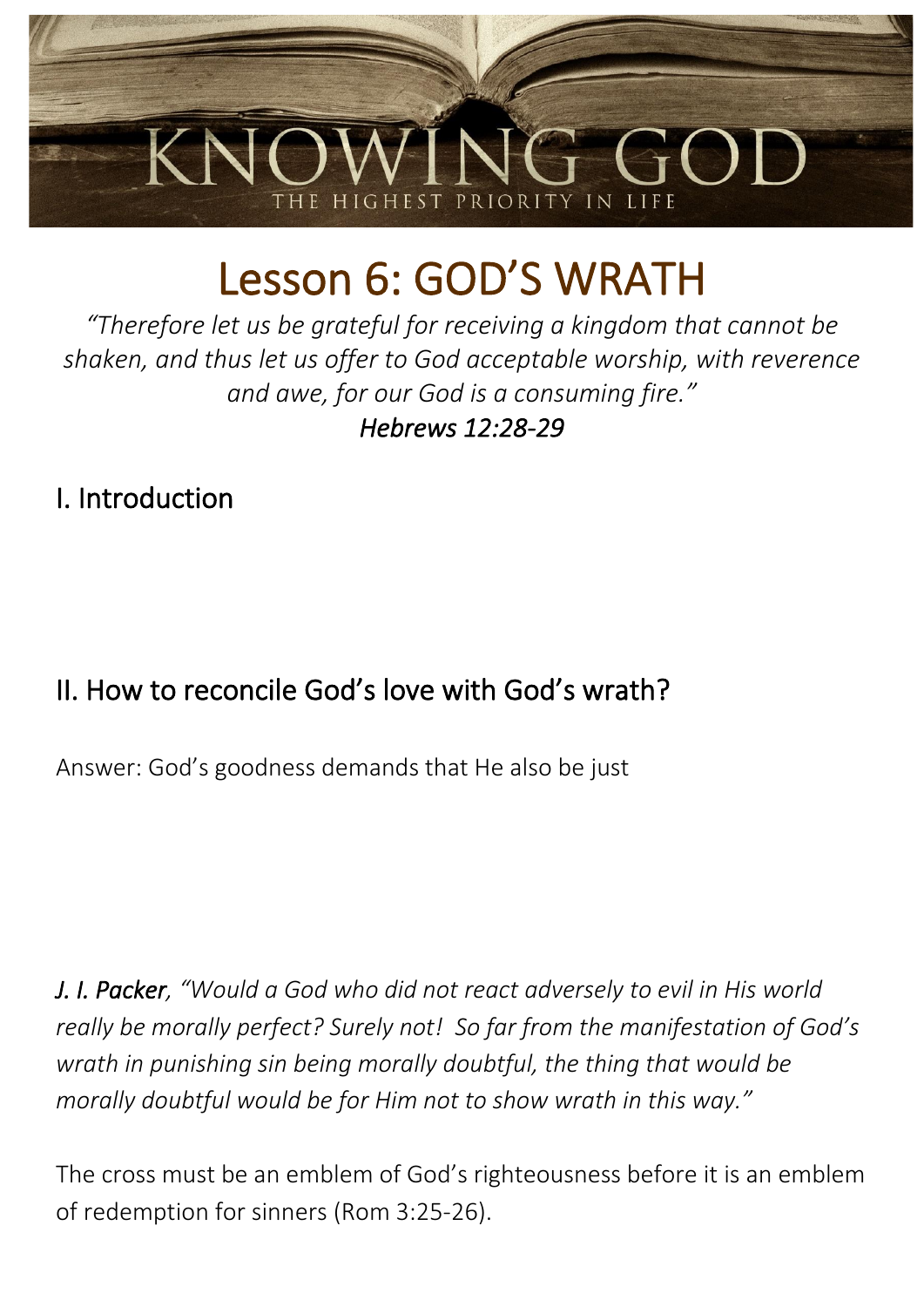# KNOWING GOD

THE HIGHEST PRIORITY IN LIFE

# Lesson 6: GOD'S WRATH

*"Therefore let us be grateful for receiving a kingdom that cannot be shaken, and thus let us offer to God acceptable worship, with reverence and awe, for our God is a consuming fire."*
*Hebrews 12:28-29*

## I. Introduction

## II. How to reconcile God's love with God's wrath?

Answer: God's goodness demands that He also be just

*J. I. Packer, "Would a God who did not react adversely to evil in His world really be morally perfect? Surely not! So far from the manifestation of God's wrath in punishing sin being morally doubtful, the thing that would be morally doubtful would be for Him not to show wrath in this way."*

The cross must be an emblem of God's righteousness before it is an emblem of redemption for sinners (Rom 3:25-26).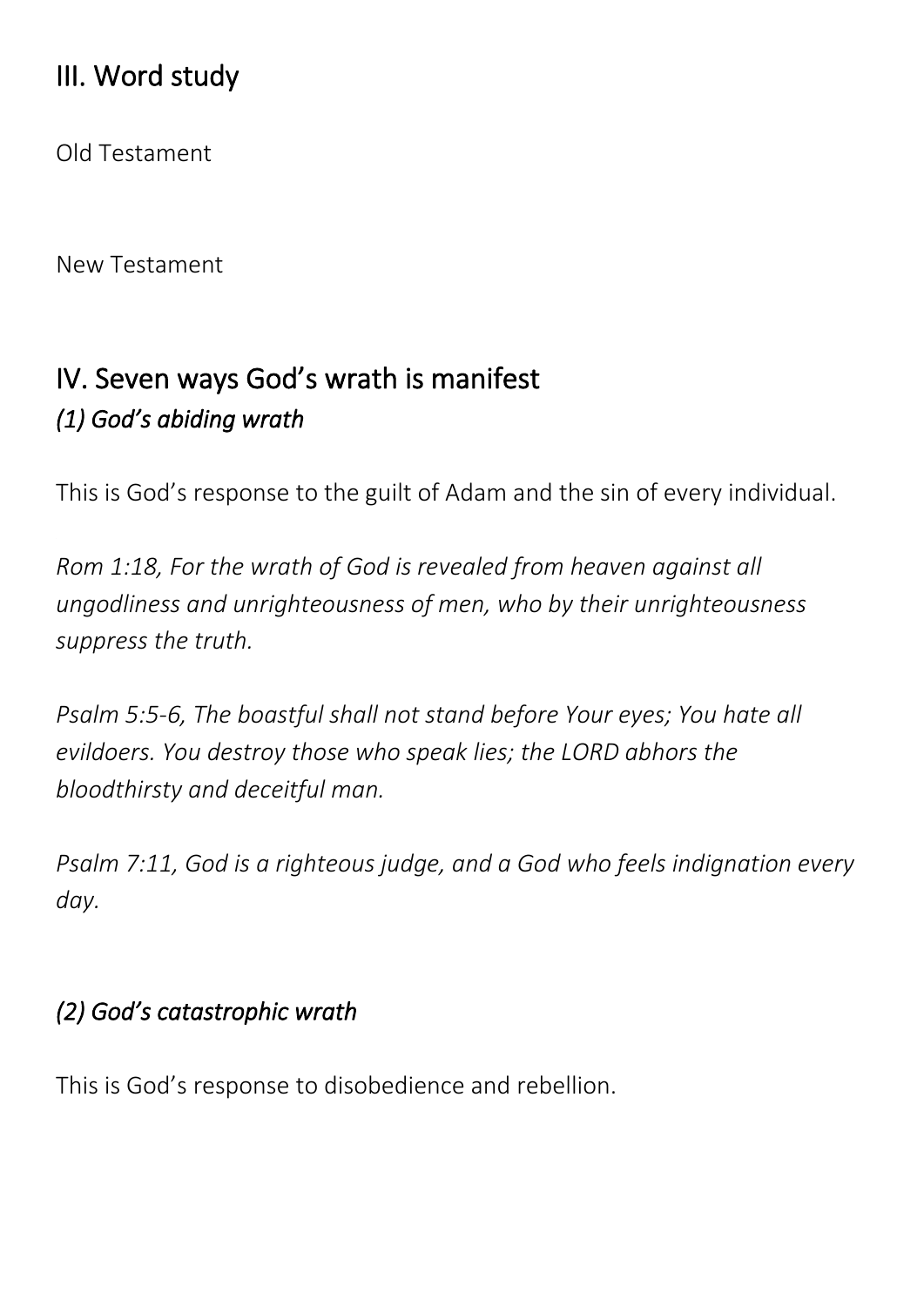## III. Word study

Old Testament

New Testament

## IV. Seven ways God's wrath is manifest

### *(1) God's abiding wrath*

This is God's response to the guilt of Adam and the sin of every individual.

*Rom 1:18, For the wrath of God is revealed from heaven against all ungodliness and unrighteousness of men, who by their unrighteousness suppress the truth.*

*Psalm 5:5-6, The boastful shall not stand before Your eyes; You hate all evildoers. You destroy those who speak lies; the LORD abhors the bloodthirsty and deceitful man.*

*Psalm 7:11, God is a righteous judge, and a God who feels indignation every day.*

### *(2) God's catastrophic wrath*

This is God's response to disobedience and rebellion.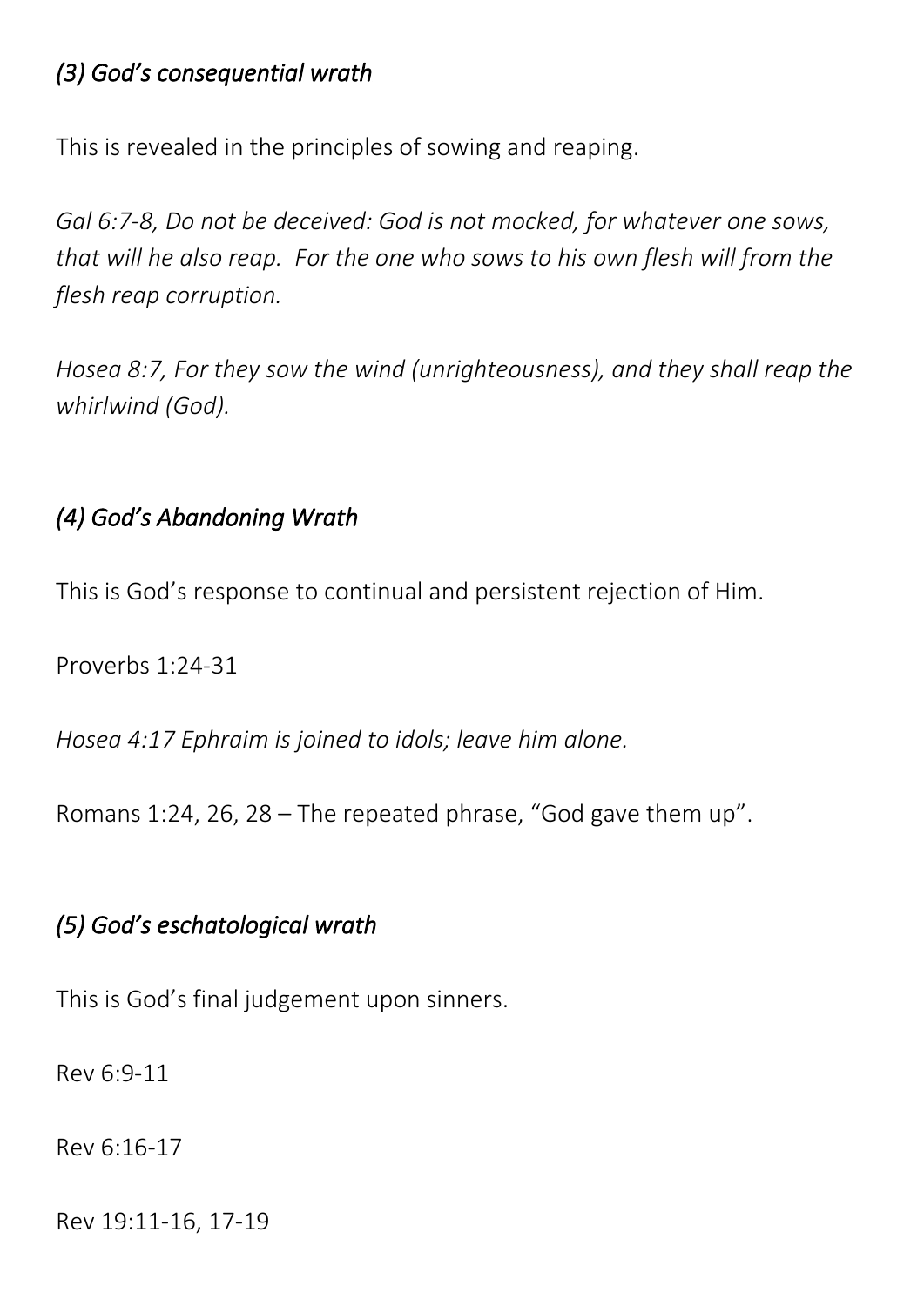### *(3) God's consequential wrath*

This is revealed in the principles of sowing and reaping.

*Gal 6:7-8, Do not be deceived: God is not mocked, for whatever one sows, that will he also reap. For the one who sows to his own flesh will from the flesh reap corruption.*

*Hosea 8:7, For they sow the wind (unrighteousness), and they shall reap the whirlwind (God).*

### *(4) God's Abandoning Wrath*

This is God's response to continual and persistent rejection of Him.

Proverbs 1:24-31

*Hosea 4:17 Ephraim is joined to idols; leave him alone.*

Romans 1:24, 26, 28 – The repeated phrase, "God gave them up".

### *(5) God's eschatological wrath*

This is God's final judgement upon sinners.

Rev 6:9-11

Rev 6:16-17

Rev 19:11-16, 17-19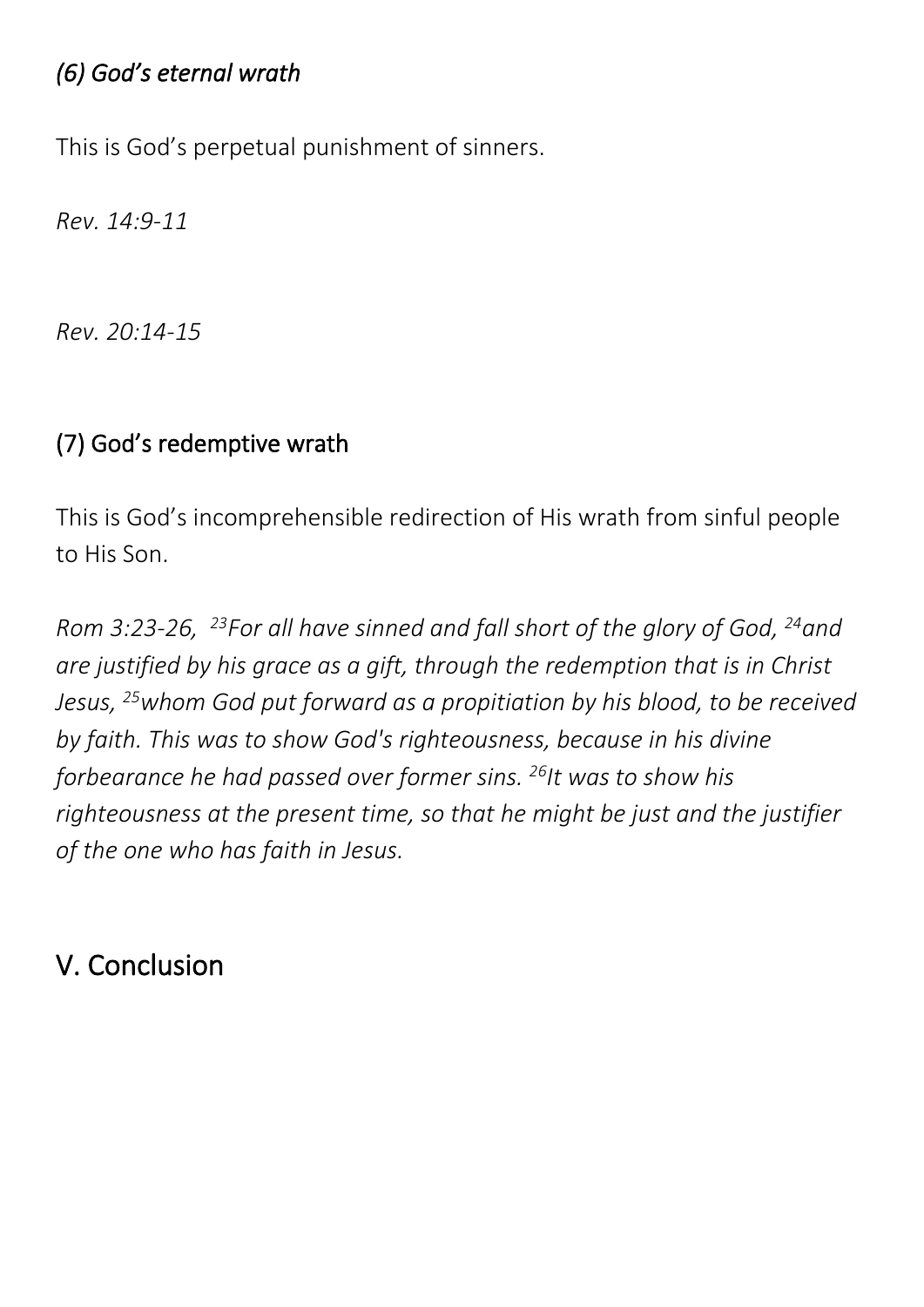### *(6) God's eternal wrath*

This is God's perpetual punishment of sinners.

*Rev. 14:9-11*

*Rev. 20:14-15*

### (7) God's redemptive wrath

This is God's incomprehensible redirection of His wrath from sinful people to His Son.

*Rom 3:23-26, [23]For all have sinned and fall short of the glory of God, [24]and are justified by his grace as a gift, through the redemption that is in Christ Jesus, [25]whom God put forward as a propitiation by his blood, to be received by faith. This was to show God's righteousness, because in his divine forbearance he had passed over former sins. [26]It was to show his righteousness at the present time, so that he might be just and the justifier of the one who has faith in Jesus.*

## V. Conclusion